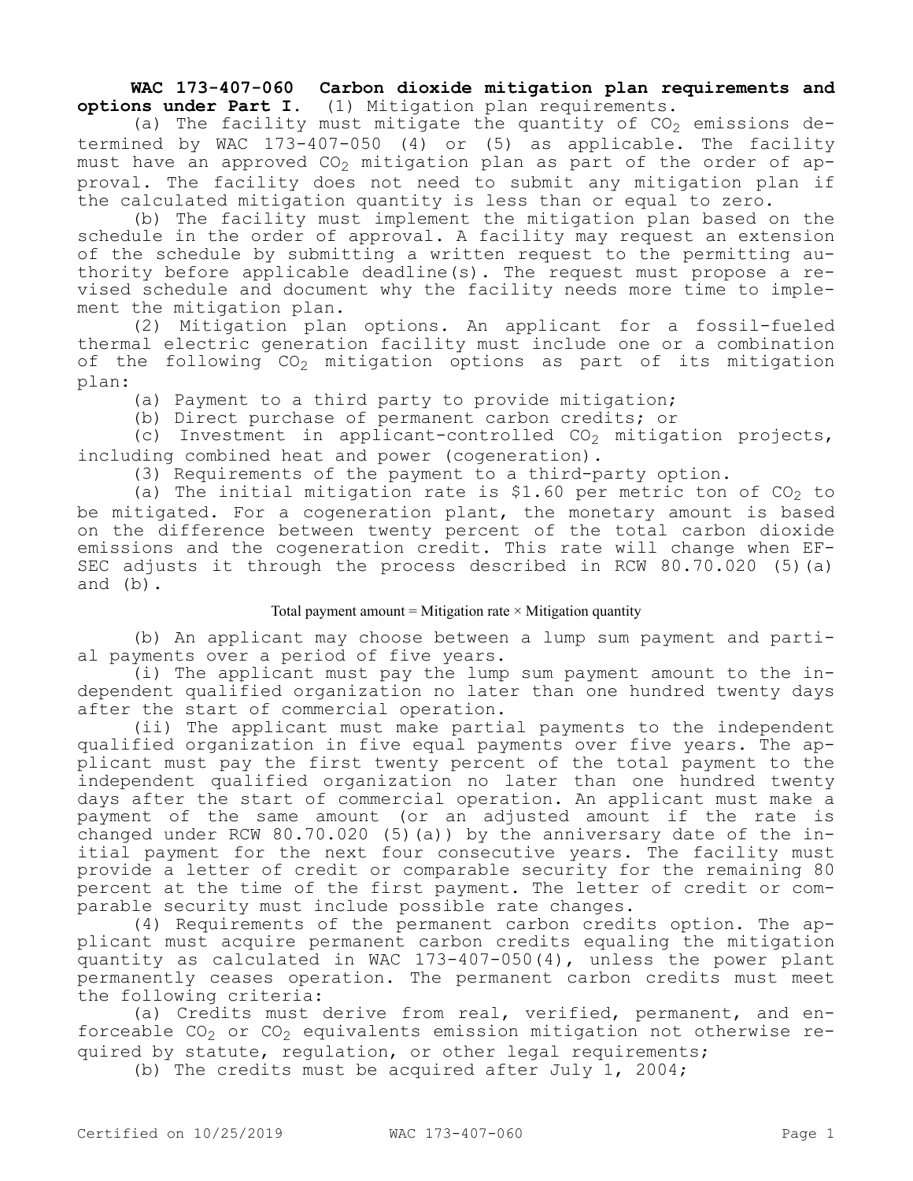**WAC 173-407-060 Carbon dioxide mitigation plan requirements and options under Part I.** (1) Mitigation plan requirements.

(a) The facility must mitigate the quantity of $CO_2$ emissions determined by WAC 173-407-050 (4) or (5) as applicable. The facility must have an approved $CO_2$ mitigation plan as part of the order of approval. The facility does not need to submit any mitigation plan if the calculated mitigation quantity is less than or equal to zero.

(b) The facility must implement the mitigation plan based on the schedule in the order of approval. A facility may request an extension of the schedule by submitting a written request to the permitting authority before applicable deadline(s). The request must propose a revised schedule and document why the facility needs more time to implement the mitigation plan.

(2) Mitigation plan options. An applicant for a fossil-fueled thermal electric generation facility must include one or a combination of the following $CO_2$ mitigation options as part of its mitigation plan:

(a) Payment to a third party to provide mitigation;

(b) Direct purchase of permanent carbon credits; or

(c) Investment in applicant-controlled $CO_2$ mitigation projects, including combined heat and power (cogeneration).

(3) Requirements of the payment to a third-party option.

(a) The initial mitigation rate is $1.60 per metric ton of $CO_2$ to be mitigated. For a cogeneration plant, the monetary amount is based on the difference between twenty percent of the total carbon dioxide emissions and the cogeneration credit. This rate will change when EFSEC adjusts it through the process described in RCW 80.70.020 (5)(a) and (b).

$$\text{Total payment amount} = \text{Mitigation rate} \times \text{Mitigation quantity}$$

(b) An applicant may choose between a lump sum payment and partial payments over a period of five years.

(i) The applicant must pay the lump sum payment amount to the independent qualified organization no later than one hundred twenty days after the start of commercial operation.

(ii) The applicant must make partial payments to the independent qualified organization in five equal payments over five years. The applicant must pay the first twenty percent of the total payment to the independent qualified organization no later than one hundred twenty days after the start of commercial operation. An applicant must make a payment of the same amount (or an adjusted amount if the rate is changed under RCW 80.70.020 (5)(a)) by the anniversary date of the initial payment for the next four consecutive years. The facility must provide a letter of credit or comparable security for the remaining 80 percent at the time of the first payment. The letter of credit or comparable security must include possible rate changes.

(4) Requirements of the permanent carbon credits option. The applicant must acquire permanent carbon credits equaling the mitigation quantity as calculated in WAC 173-407-050(4), unless the power plant permanently ceases operation. The permanent carbon credits must meet the following criteria:

(a) Credits must derive from real, verified, permanent, and enforceable $CO_2$ or $CO_2$ equivalents emission mitigation not otherwise required by statute, regulation, or other legal requirements;

(b) The credits must be acquired after July 1, 2004;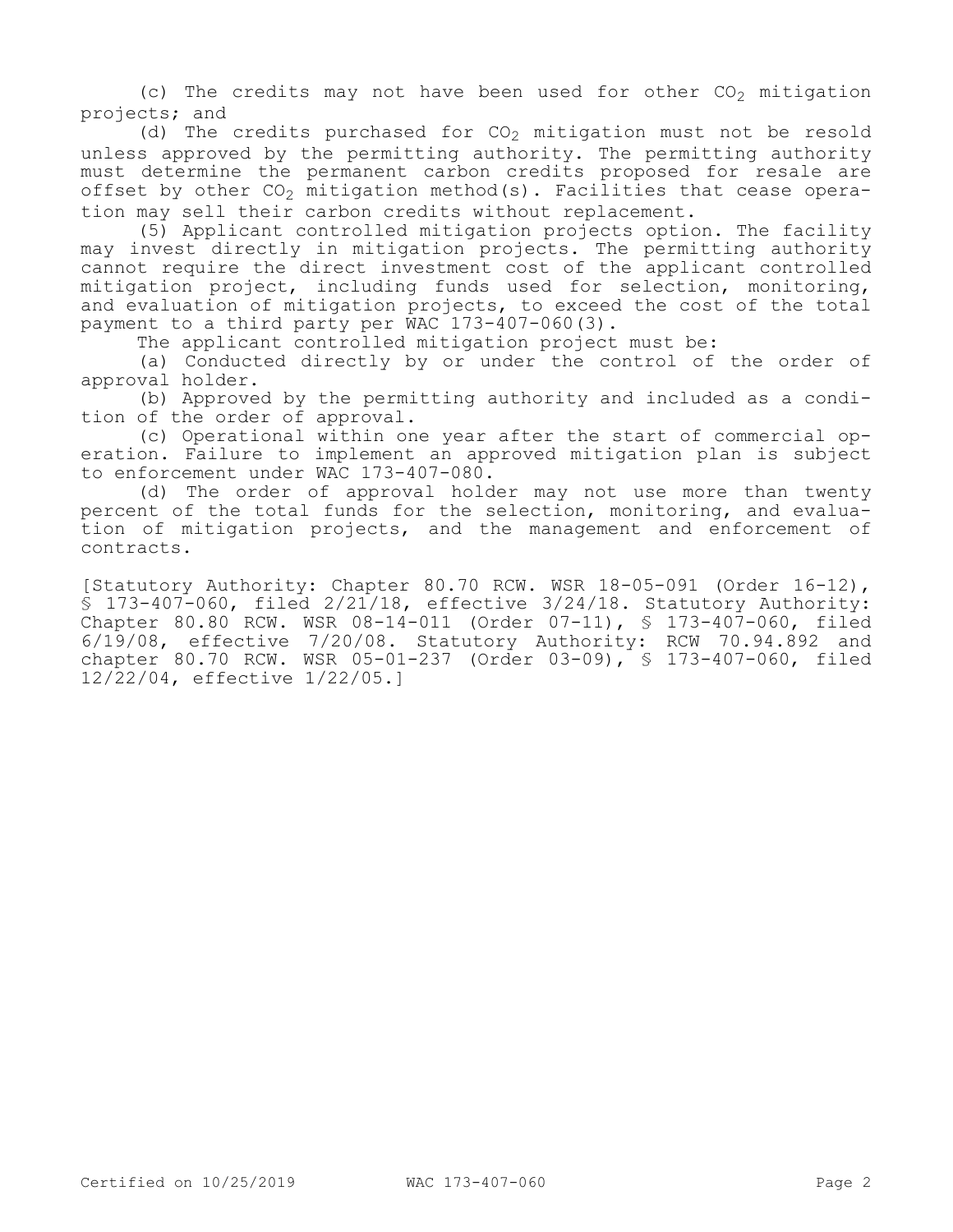(c) The credits may not have been used for other $CO_2$ mitigation projects; and

(d) The credits purchased for $CO_2$ mitigation must not be resold unless approved by the permitting authority. The permitting authority must determine the permanent carbon credits proposed for resale are offset by other $CO_2$ mitigation method(s). Facilities that cease operation may sell their carbon credits without replacement.

(5) Applicant controlled mitigation projects option. The facility may invest directly in mitigation projects. The permitting authority cannot require the direct investment cost of the applicant controlled mitigation project, including funds used for selection, monitoring, and evaluation of mitigation projects, to exceed the cost of the total payment to a third party per WAC 173-407-060(3).

The applicant controlled mitigation project must be:

(a) Conducted directly by or under the control of the order of approval holder.

(b) Approved by the permitting authority and included as a condition of the order of approval.

(c) Operational within one year after the start of commercial operation. Failure to implement an approved mitigation plan is subject to enforcement under WAC 173-407-080.

(d) The order of approval holder may not use more than twenty percent of the total funds for the selection, monitoring, and evaluation of mitigation projects, and the management and enforcement of contracts.

[Statutory Authority: Chapter 80.70 RCW. WSR 18-05-091 (Order 16-12), § 173-407-060, filed 2/21/18, effective 3/24/18. Statutory Authority: Chapter 80.80 RCW. WSR 08-14-011 (Order 07-11), § 173-407-060, filed 6/19/08, effective 7/20/08. Statutory Authority: RCW 70.94.892 and chapter 80.70 RCW. WSR 05-01-237 (Order 03-09), § 173-407-060, filed 12/22/04, effective 1/22/05.]